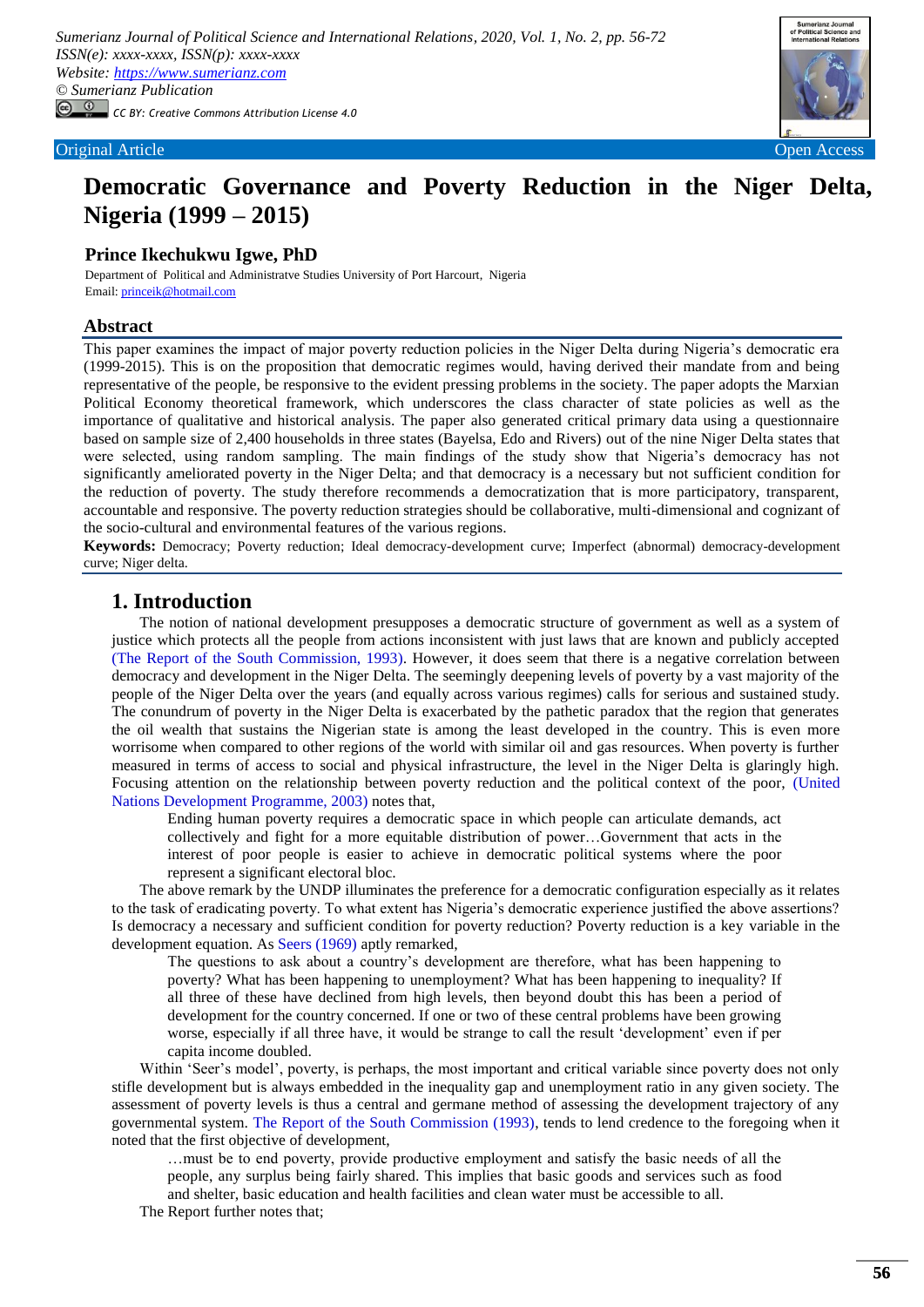Sumerianz Journal of Political Science and International Relations, 2020, Vol. 1, No. 2, pp. 56-72
ISSN(e): xxxx-xxxx, ISSN(p): xxxx-xxxx
Website: https://www.sumerianz.com
© Sumerianz Publication
CC BY: Creative Commons Attribution License 4.0

Original Article | Open Access

# Democratic Governance and Poverty Reduction in the Niger Delta, Nigeria (1999 – 2015)

**Prince Ikechukwu Igwe, PhD**

Department of Political and Administratve Studies University of Port Harcourt, Nigeria
Email: princeik@hotmail.com

## Abstract

This paper examines the impact of major poverty reduction policies in the Niger Delta during Nigeria's democratic era (1999-2015). This is on the proposition that democratic regimes would, having derived their mandate from and being representative of the people, be responsive to the evident pressing problems in the society. The paper adopts the Marxian Political Economy theoretical framework, which underscores the class character of state policies as well as the importance of qualitative and historical analysis. The paper also generated critical primary data using a questionnaire based on sample size of 2,400 households in three states (Bayelsa, Edo and Rivers) out of the nine Niger Delta states that were selected, using random sampling. The main findings of the study show that Nigeria's democracy has not significantly ameliorated poverty in the Niger Delta; and that democracy is a necessary but not sufficient condition for the reduction of poverty. The study therefore recommends a democratization that is more participatory, transparent, accountable and responsive. The poverty reduction strategies should be collaborative, multi-dimensional and cognizant of the socio-cultural and environmental features of the various regions.

**Keywords:** Democracy; Poverty reduction; Ideal democracy-development curve; Imperfect (abnormal) democracy-development curve; Niger delta.

## 1. Introduction

The notion of national development presupposes a democratic structure of government as well as a system of justice which protects all the people from actions inconsistent with just laws that are known and publicly accepted (The Report of the South Commission, 1993). However, it does seem that there is a negative correlation between democracy and development in the Niger Delta. The seemingly deepening levels of poverty by a vast majority of the people of the Niger Delta over the years (and equally across various regimes) calls for serious and sustained study. The conundrum of poverty in the Niger Delta is exacerbated by the pathetic paradox that the region that generates the oil wealth that sustains the Nigerian state is among the least developed in the country. This is even more worrisome when compared to other regions of the world with similar oil and gas resources. When poverty is further measured in terms of access to social and physical infrastructure, the level in the Niger Delta is glaringly high. Focusing attention on the relationship between poverty reduction and the political context of the poor, (United Nations Development Programme, 2003) notes that,

> Ending human poverty requires a democratic space in which people can articulate demands, act collectively and fight for a more equitable distribution of power…Government that acts in the interest of poor people is easier to achieve in democratic political systems where the poor represent a significant electoral bloc.

The above remark by the UNDP illuminates the preference for a democratic configuration especially as it relates to the task of eradicating poverty. To what extent has Nigeria's democratic experience justified the above assertions? Is democracy a necessary and sufficient condition for poverty reduction? Poverty reduction is a key variable in the development equation. As Seers (1969) aptly remarked,

> The questions to ask about a country's development are therefore, what has been happening to poverty? What has been happening to unemployment? What has been happening to inequality? If all three of these have declined from high levels, then beyond doubt this has been a period of development for the country concerned. If one or two of these central problems have been growing worse, especially if all three have, it would be strange to call the result 'development' even if per capita income doubled.

Within 'Seer's model', poverty, is perhaps, the most important and critical variable since poverty does not only stifle development but is always embedded in the inequality gap and unemployment ratio in any given society. The assessment of poverty levels is thus a central and germane method of assessing the development trajectory of any governmental system. The Report of the South Commission (1993), tends to lend credence to the foregoing when it noted that the first objective of development,

> …must be to end poverty, provide productive employment and satisfy the basic needs of all the people, any surplus being fairly shared. This implies that basic goods and services such as food and shelter, basic education and health facilities and clean water must be accessible to all.

The Report further notes that;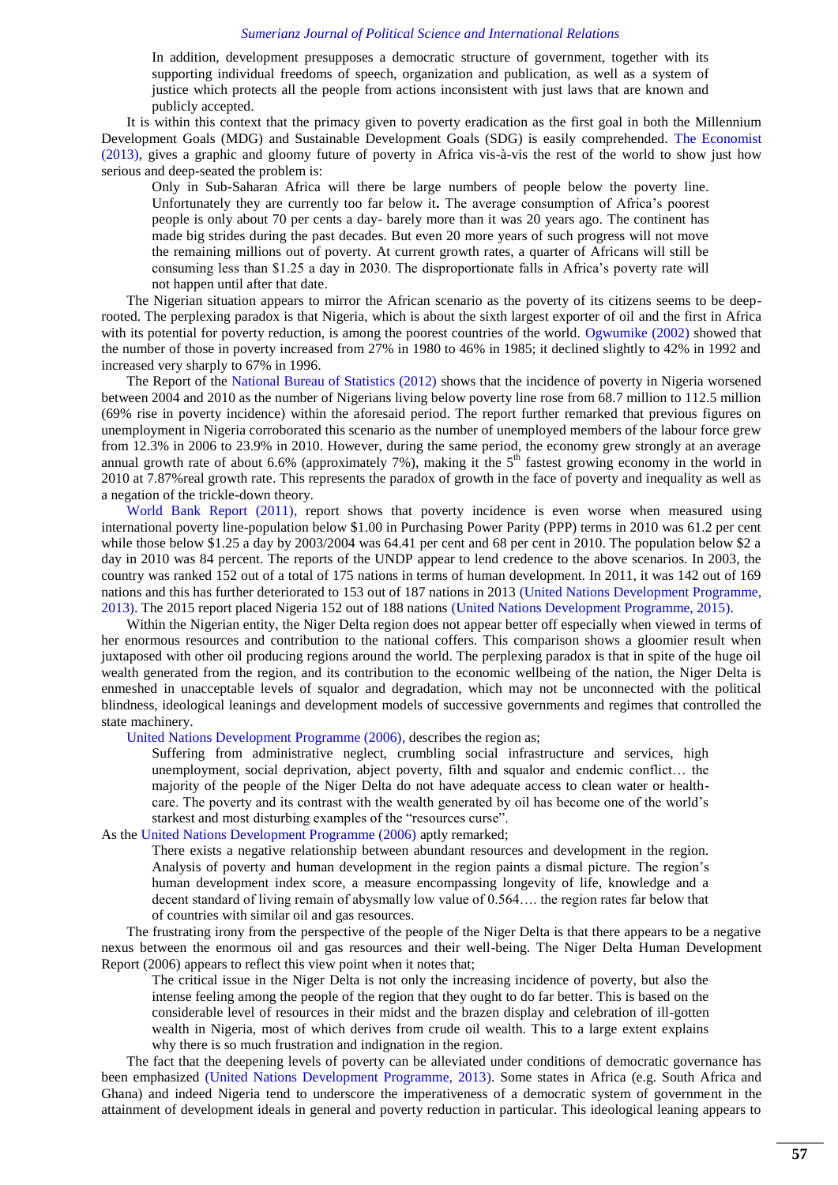> In addition, development presupposes a democratic structure of government, together with its supporting individual freedoms of speech, organization and publication, as well as a system of justice which protects all the people from actions inconsistent with just laws that are known and publicly accepted.

It is within this context that the primacy given to poverty eradication as the first goal in both the Millennium Development Goals (MDG) and Sustainable Development Goals (SDG) is easily comprehended. The Economist (2013), gives a graphic and gloomy future of poverty in Africa vis-à-vis the rest of the world to show just how serious and deep-seated the problem is:

> Only in Sub-Saharan Africa will there be large numbers of people below the poverty line. Unfortunately they are currently too far below it**.** The average consumption of Africa's poorest people is only about 70 per cents a day- barely more than it was 20 years ago. The continent has made big strides during the past decades. But even 20 more years of such progress will not move the remaining millions out of poverty. At current growth rates, a quarter of Africans will still be consuming less than $1.25 a day in 2030. The disproportionate falls in Africa's poverty rate will not happen until after that date.

The Nigerian situation appears to mirror the African scenario as the poverty of its citizens seems to be deep-rooted. The perplexing paradox is that Nigeria, which is about the sixth largest exporter of oil and the first in Africa with its potential for poverty reduction, is among the poorest countries of the world. Ogwumike (2002) showed that the number of those in poverty increased from 27% in 1980 to 46% in 1985; it declined slightly to 42% in 1992 and increased very sharply to 67% in 1996.

The Report of the National Bureau of Statistics (2012) shows that the incidence of poverty in Nigeria worsened between 2004 and 2010 as the number of Nigerians living below poverty line rose from 68.7 million to 112.5 million (69% rise in poverty incidence) within the aforesaid period. The report further remarked that previous figures on unemployment in Nigeria corroborated this scenario as the number of unemployed members of the labour force grew from 12.3% in 2006 to 23.9% in 2010. However, during the same period, the economy grew strongly at an average annual growth rate of about 6.6% (approximately 7%), making it the 5th fastest growing economy in the world in 2010 at 7.87%real growth rate. This represents the paradox of growth in the face of poverty and inequality as well as a negation of the trickle-down theory.

World Bank Report (2011), report shows that poverty incidence is even worse when measured using international poverty line-population below $1.00 in Purchasing Power Parity (PPP) terms in 2010 was 61.2 per cent while those below $1.25 a day by 2003/2004 was 64.41 per cent and 68 per cent in 2010. The population below $2 a day in 2010 was 84 percent. The reports of the UNDP appear to lend credence to the above scenarios. In 2003, the country was ranked 152 out of a total of 175 nations in terms of human development. In 2011, it was 142 out of 169 nations and this has further deteriorated to 153 out of 187 nations in 2013 (United Nations Development Programme, 2013). The 2015 report placed Nigeria 152 out of 188 nations (United Nations Development Programme, 2015).

Within the Nigerian entity, the Niger Delta region does not appear better off especially when viewed in terms of her enormous resources and contribution to the national coffers. This comparison shows a gloomier result when juxtaposed with other oil producing regions around the world. The perplexing paradox is that in spite of the huge oil wealth generated from the region, and its contribution to the economic wellbeing of the nation, the Niger Delta is enmeshed in unacceptable levels of squalor and degradation, which may not be unconnected with the political blindness, ideological leanings and development models of successive governments and regimes that controlled the state machinery.

United Nations Development Programme (2006), describes the region as;

> Suffering from administrative neglect, crumbling social infrastructure and services, high unemployment, social deprivation, abject poverty, filth and squalor and endemic conflict… the majority of the people of the Niger Delta do not have adequate access to clean water or health-care. The poverty and its contrast with the wealth generated by oil has become one of the world's starkest and most disturbing examples of the "resources curse".

As the United Nations Development Programme (2006) aptly remarked;

> There exists a negative relationship between abundant resources and development in the region. Analysis of poverty and human development in the region paints a dismal picture. The region's human development index score, a measure encompassing longevity of life, knowledge and a decent standard of living remain of abysmally low value of 0.564…. the region rates far below that of countries with similar oil and gas resources.

The frustrating irony from the perspective of the people of the Niger Delta is that there appears to be a negative nexus between the enormous oil and gas resources and their well-being. The Niger Delta Human Development Report (2006) appears to reflect this view point when it notes that;

> The critical issue in the Niger Delta is not only the increasing incidence of poverty, but also the intense feeling among the people of the region that they ought to do far better. This is based on the considerable level of resources in their midst and the brazen display and celebration of ill-gotten wealth in Nigeria, most of which derives from crude oil wealth. This to a large extent explains why there is so much frustration and indignation in the region.

The fact that the deepening levels of poverty can be alleviated under conditions of democratic governance has been emphasized (United Nations Development Programme, 2013). Some states in Africa (e.g. South Africa and Ghana) and indeed Nigeria tend to underscore the imperativeness of a democratic system of government in the attainment of development ideals in general and poverty reduction in particular. This ideological leaning appears to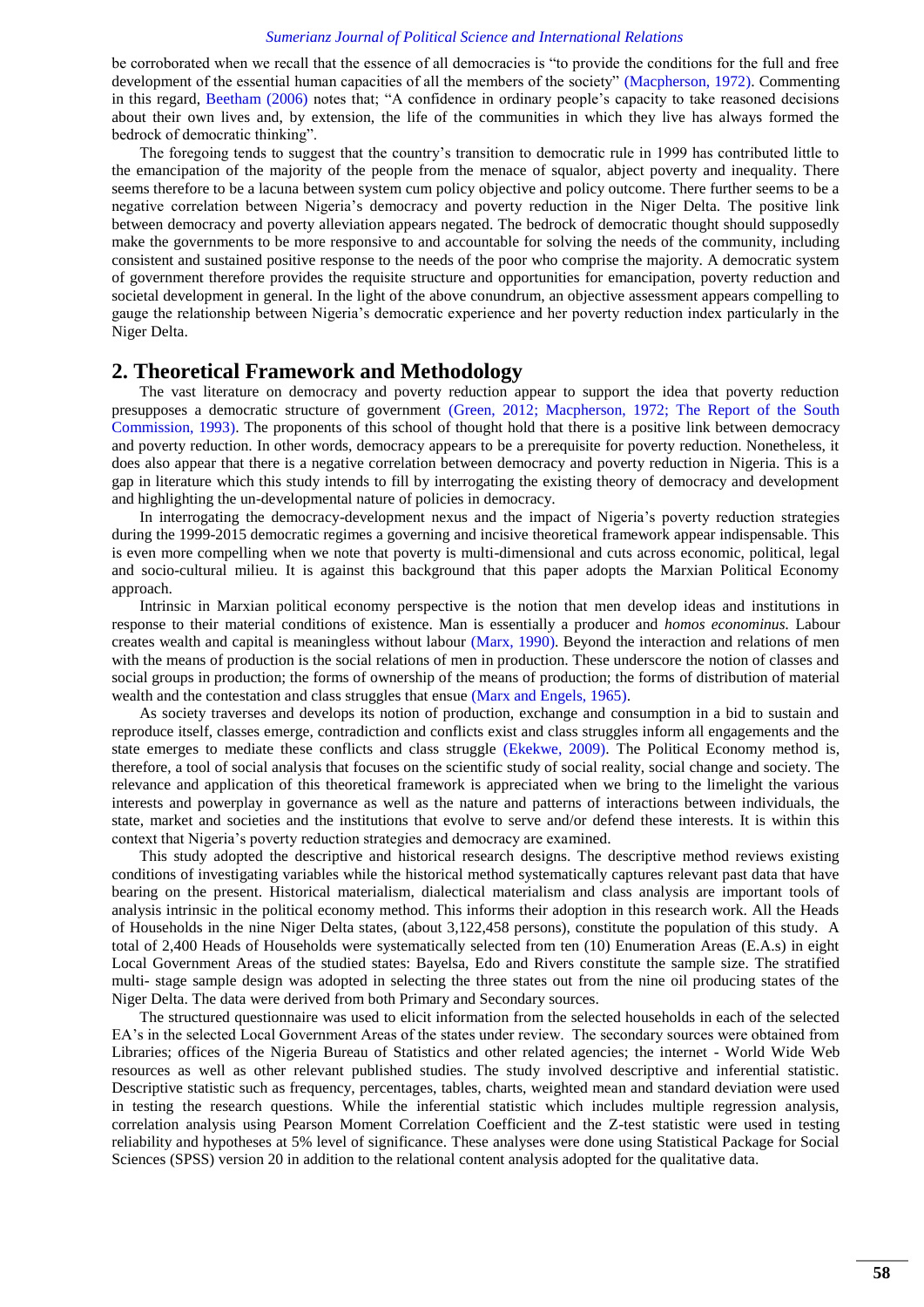be corroborated when we recall that the essence of all democracies is "to provide the conditions for the full and free development of the essential human capacities of all the members of the society" (Macpherson, 1972). Commenting in this regard, Beetham (2006) notes that; "A confidence in ordinary people's capacity to take reasoned decisions about their own lives and, by extension, the life of the communities in which they live has always formed the bedrock of democratic thinking".

The foregoing tends to suggest that the country's transition to democratic rule in 1999 has contributed little to the emancipation of the majority of the people from the menace of squalor, abject poverty and inequality. There seems therefore to be a lacuna between system cum policy objective and policy outcome. There further seems to be a negative correlation between Nigeria's democracy and poverty reduction in the Niger Delta. The positive link between democracy and poverty alleviation appears negated. The bedrock of democratic thought should supposedly make the governments to be more responsive to and accountable for solving the needs of the community, including consistent and sustained positive response to the needs of the poor who comprise the majority. A democratic system of government therefore provides the requisite structure and opportunities for emancipation, poverty reduction and societal development in general. In the light of the above conundrum, an objective assessment appears compelling to gauge the relationship between Nigeria's democratic experience and her poverty reduction index particularly in the Niger Delta.

## 2. Theoretical Framework and Methodology

The vast literature on democracy and poverty reduction appear to support the idea that poverty reduction presupposes a democratic structure of government (Green, 2012; Macpherson, 1972; The Report of the South Commission, 1993). The proponents of this school of thought hold that there is a positive link between democracy and poverty reduction. In other words, democracy appears to be a prerequisite for poverty reduction. Nonetheless, it does also appear that there is a negative correlation between democracy and poverty reduction in Nigeria. This is a gap in literature which this study intends to fill by interrogating the existing theory of democracy and development and highlighting the un-developmental nature of policies in democracy.

In interrogating the democracy-development nexus and the impact of Nigeria's poverty reduction strategies during the 1999-2015 democratic regimes a governing and incisive theoretical framework appear indispensable. This is even more compelling when we note that poverty is multi-dimensional and cuts across economic, political, legal and socio-cultural milieu. It is against this background that this paper adopts the Marxian Political Economy approach.

Intrinsic in Marxian political economy perspective is the notion that men develop ideas and institutions in response to their material conditions of existence. Man is essentially a producer and *homos econominus.* Labour creates wealth and capital is meaningless without labour (Marx, 1990). Beyond the interaction and relations of men with the means of production is the social relations of men in production. These underscore the notion of classes and social groups in production; the forms of ownership of the means of production; the forms of distribution of material wealth and the contestation and class struggles that ensue (Marx and Engels, 1965).

As society traverses and develops its notion of production, exchange and consumption in a bid to sustain and reproduce itself, classes emerge, contradiction and conflicts exist and class struggles inform all engagements and the state emerges to mediate these conflicts and class struggle (Ekekwe, 2009). The Political Economy method is, therefore, a tool of social analysis that focuses on the scientific study of social reality, social change and society. The relevance and application of this theoretical framework is appreciated when we bring to the limelight the various interests and powerplay in governance as well as the nature and patterns of interactions between individuals, the state, market and societies and the institutions that evolve to serve and/or defend these interests. It is within this context that Nigeria's poverty reduction strategies and democracy are examined.

This study adopted the descriptive and historical research designs. The descriptive method reviews existing conditions of investigating variables while the historical method systematically captures relevant past data that have bearing on the present. Historical materialism, dialectical materialism and class analysis are important tools of analysis intrinsic in the political economy method. This informs their adoption in this research work. All the Heads of Households in the nine Niger Delta states, (about 3,122,458 persons), constitute the population of this study. A total of 2,400 Heads of Households were systematically selected from ten (10) Enumeration Areas (E.A.s) in eight Local Government Areas of the studied states: Bayelsa, Edo and Rivers constitute the sample size. The stratified multi- stage sample design was adopted in selecting the three states out from the nine oil producing states of the Niger Delta. The data were derived from both Primary and Secondary sources.

The structured questionnaire was used to elicit information from the selected households in each of the selected EA's in the selected Local Government Areas of the states under review. The secondary sources were obtained from Libraries; offices of the Nigeria Bureau of Statistics and other related agencies; the internet - World Wide Web resources as well as other relevant published studies. The study involved descriptive and inferential statistic. Descriptive statistic such as frequency, percentages, tables, charts, weighted mean and standard deviation were used in testing the research questions. While the inferential statistic which includes multiple regression analysis, correlation analysis using Pearson Moment Correlation Coefficient and the Z-test statistic were used in testing reliability and hypotheses at 5% level of significance. These analyses were done using Statistical Package for Social Sciences (SPSS) version 20 in addition to the relational content analysis adopted for the qualitative data.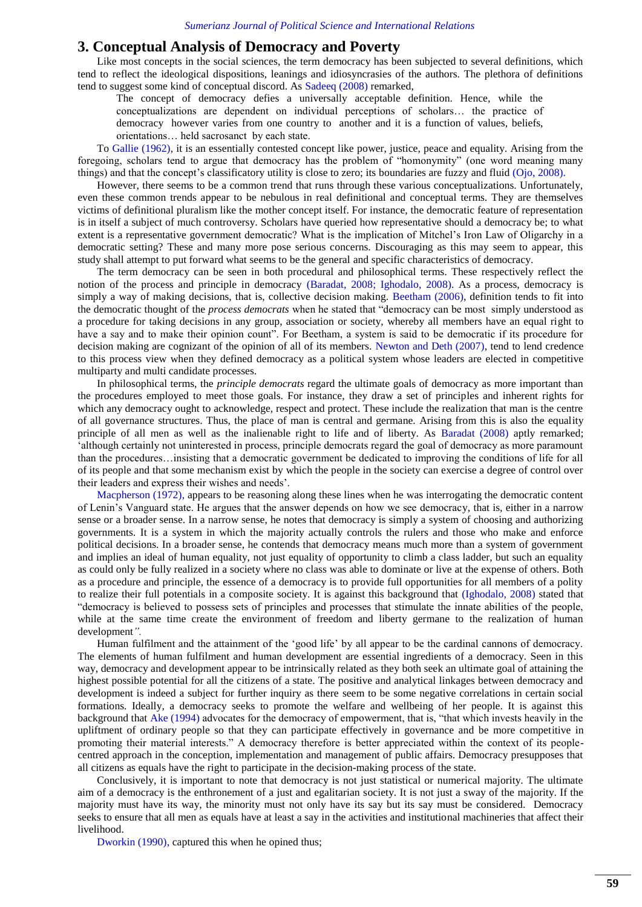## 3. Conceptual Analysis of Democracy and Poverty

Like most concepts in the social sciences, the term democracy has been subjected to several definitions, which tend to reflect the ideological dispositions, leanings and idiosyncrasies of the authors. The plethora of definitions tend to suggest some kind of conceptual discord. As Sadeeq (2008) remarked,

> The concept of democracy defies a universally acceptable definition. Hence, while the conceptualizations are dependent on individual perceptions of scholars… the practice of democracy however varies from one country to another and it is a function of values, beliefs, orientations… held sacrosanct by each state.

To Gallie (1962), it is an essentially contested concept like power, justice, peace and equality. Arising from the foregoing, scholars tend to argue that democracy has the problem of "homonymity" (one word meaning many things) and that the concept's classificatory utility is close to zero; its boundaries are fuzzy and fluid (Ojo, 2008).

However, there seems to be a common trend that runs through these various conceptualizations. Unfortunately, even these common trends appear to be nebulous in real definitional and conceptual terms. They are themselves victims of definitional pluralism like the mother concept itself. For instance, the democratic feature of representation is in itself a subject of much controversy. Scholars have queried how representative should a democracy be; to what extent is a representative government democratic? What is the implication of Mitchel's Iron Law of Oligarchy in a democratic setting? These and many more pose serious concerns. Discouraging as this may seem to appear, this study shall attempt to put forward what seems to be the general and specific characteristics of democracy.

The term democracy can be seen in both procedural and philosophical terms. These respectively reflect the notion of the process and principle in democracy (Baradat, 2008; Ighodalo, 2008). As a process, democracy is simply a way of making decisions, that is, collective decision making. Beetham (2006), definition tends to fit into the democratic thought of the *process democrats* when he stated that "democracy can be most simply understood as a procedure for taking decisions in any group, association or society, whereby all members have an equal right to have a say and to make their opinion count". For Beetham, a system is said to be democratic if its procedure for decision making are cognizant of the opinion of all of its members. Newton and Deth (2007), tend to lend credence to this process view when they defined democracy as a political system whose leaders are elected in competitive multiparty and multi candidate processes.

In philosophical terms, the *principle democrats* regard the ultimate goals of democracy as more important than the procedures employed to meet those goals. For instance, they draw a set of principles and inherent rights for which any democracy ought to acknowledge, respect and protect. These include the realization that man is the centre of all governance structures. Thus, the place of man is central and germane. Arising from this is also the equality principle of all men as well as the inalienable right to life and of liberty. As Baradat (2008) aptly remarked; 'although certainly not uninterested in process, principle democrats regard the goal of democracy as more paramount than the procedures…insisting that a democratic government be dedicated to improving the conditions of life for all of its people and that some mechanism exist by which the people in the society can exercise a degree of control over their leaders and express their wishes and needs'.

Macpherson (1972), appears to be reasoning along these lines when he was interrogating the democratic content of Lenin's Vanguard state. He argues that the answer depends on how we see democracy, that is, either in a narrow sense or a broader sense. In a narrow sense, he notes that democracy is simply a system of choosing and authorizing governments. It is a system in which the majority actually controls the rulers and those who make and enforce political decisions. In a broader sense, he contends that democracy means much more than a system of government and implies an ideal of human equality, not just equality of opportunity to climb a class ladder, but such an equality as could only be fully realized in a society where no class was able to dominate or live at the expense of others. Both as a procedure and principle, the essence of a democracy is to provide full opportunities for all members of a polity to realize their full potentials in a composite society. It is against this background that (Ighodalo, 2008) stated that "democracy is believed to possess sets of principles and processes that stimulate the innate abilities of the people, while at the same time create the environment of freedom and liberty germane to the realization of human development*".*

Human fulfilment and the attainment of the 'good life' by all appear to be the cardinal cannons of democracy. The elements of human fulfilment and human development are essential ingredients of a democracy. Seen in this way, democracy and development appear to be intrinsically related as they both seek an ultimate goal of attaining the highest possible potential for all the citizens of a state. The positive and analytical linkages between democracy and development is indeed a subject for further inquiry as there seem to be some negative correlations in certain social formations. Ideally, a democracy seeks to promote the welfare and wellbeing of her people. It is against this background that Ake (1994) advocates for the democracy of empowerment, that is, "that which invests heavily in the upliftment of ordinary people so that they can participate effectively in governance and be more competitive in promoting their material interests." A democracy therefore is better appreciated within the context of its people-centred approach in the conception, implementation and management of public affairs. Democracy presupposes that all citizens as equals have the right to participate in the decision-making process of the state.

Conclusively, it is important to note that democracy is not just statistical or numerical majority. The ultimate aim of a democracy is the enthronement of a just and egalitarian society. It is not just a sway of the majority. If the majority must have its way, the minority must not only have its say but its say must be considered. Democracy seeks to ensure that all men as equals have at least a say in the activities and institutional machineries that affect their livelihood.

Dworkin (1990), captured this when he opined thus;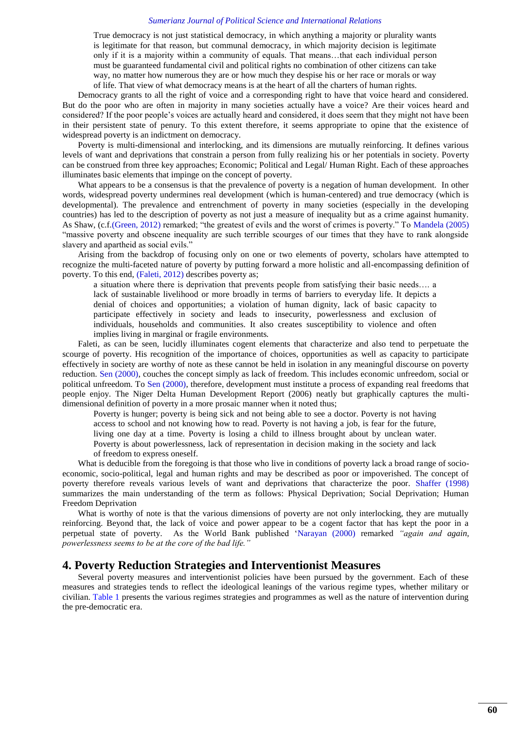> True democracy is not just statistical democracy, in which anything a majority or plurality wants is legitimate for that reason, but communal democracy, in which majority decision is legitimate only if it is a majority within a community of equals. That means…that each individual person must be guaranteed fundamental civil and political rights no combination of other citizens can take way, no matter how numerous they are or how much they despise his or her race or morals or way of life. That view of what democracy means is at the heart of all the charters of human rights.

Democracy grants to all the right of voice and a corresponding right to have that voice heard and considered. But do the poor who are often in majority in many societies actually have a voice? Are their voices heard and considered? If the poor people's voices are actually heard and considered, it does seem that they might not have been in their persistent state of penury. To this extent therefore, it seems appropriate to opine that the existence of widespread poverty is an indictment on democracy.

Poverty is multi-dimensional and interlocking, and its dimensions are mutually reinforcing. It defines various levels of want and deprivations that constrain a person from fully realizing his or her potentials in society. Poverty can be construed from three key approaches; Economic; Political and Legal/ Human Right. Each of these approaches illuminates basic elements that impinge on the concept of poverty.

What appears to be a consensus is that the prevalence of poverty is a negation of human development. In other words, widespread poverty undermines real development (which is human-centered) and true democracy (which is developmental). The prevalence and entrenchment of poverty in many societies (especially in the developing countries) has led to the description of poverty as not just a measure of inequality but as a crime against humanity. As Shaw, (c.f.(Green, 2012) remarked; "the greatest of evils and the worst of crimes is poverty." To Mandela (2005) "massive poverty and obscene inequality are such terrible scourges of our times that they have to rank alongside slavery and apartheid as social evils."

Arising from the backdrop of focusing only on one or two elements of poverty, scholars have attempted to recognize the multi-faceted nature of poverty by putting forward a more holistic and all-encompassing definition of poverty. To this end, (Faleti, 2012) describes poverty as;

> a situation where there is deprivation that prevents people from satisfying their basic needs…. a lack of sustainable livelihood or more broadly in terms of barriers to everyday life. It depicts a denial of choices and opportunities; a violation of human dignity, lack of basic capacity to participate effectively in society and leads to insecurity, powerlessness and exclusion of individuals, households and communities. It also creates susceptibility to violence and often implies living in marginal or fragile environments.

Faleti, as can be seen, lucidly illuminates cogent elements that characterize and also tend to perpetuate the scourge of poverty. His recognition of the importance of choices, opportunities as well as capacity to participate effectively in society are worthy of note as these cannot be held in isolation in any meaningful discourse on poverty reduction. Sen (2000), couches the concept simply as lack of freedom. This includes economic unfreedom, social or political unfreedom. To Sen (2000), therefore, development must institute a process of expanding real freedoms that people enjoy. The Niger Delta Human Development Report (2006) neatly but graphically captures the multi-dimensional definition of poverty in a more prosaic manner when it noted thus;

> Poverty is hunger; poverty is being sick and not being able to see a doctor. Poverty is not having access to school and not knowing how to read. Poverty is not having a job, is fear for the future, living one day at a time. Poverty is losing a child to illness brought about by unclean water. Poverty is about powerlessness, lack of representation in decision making in the society and lack of freedom to express oneself.

What is deducible from the foregoing is that those who live in conditions of poverty lack a broad range of socio-economic, socio-political, legal and human rights and may be described as poor or impoverished. The concept of poverty therefore reveals various levels of want and deprivations that characterize the poor. Shaffer (1998) summarizes the main understanding of the term as follows: Physical Deprivation; Social Deprivation; Human Freedom Deprivation

What is worthy of note is that the various dimensions of poverty are not only interlocking, they are mutually reinforcing. Beyond that, the lack of voice and power appear to be a cogent factor that has kept the poor in a perpetual state of poverty. As the World Bank published 'Narayan (2000) remarked *"again and again, powerlessness seems to be at the core of the bad life."*

## 4. Poverty Reduction Strategies and Interventionist Measures

Several poverty measures and interventionist policies have been pursued by the government. Each of these measures and strategies tends to reflect the ideological leanings of the various regime types, whether military or civilian. Table 1 presents the various regimes strategies and programmes as well as the nature of intervention during the pre-democratic era.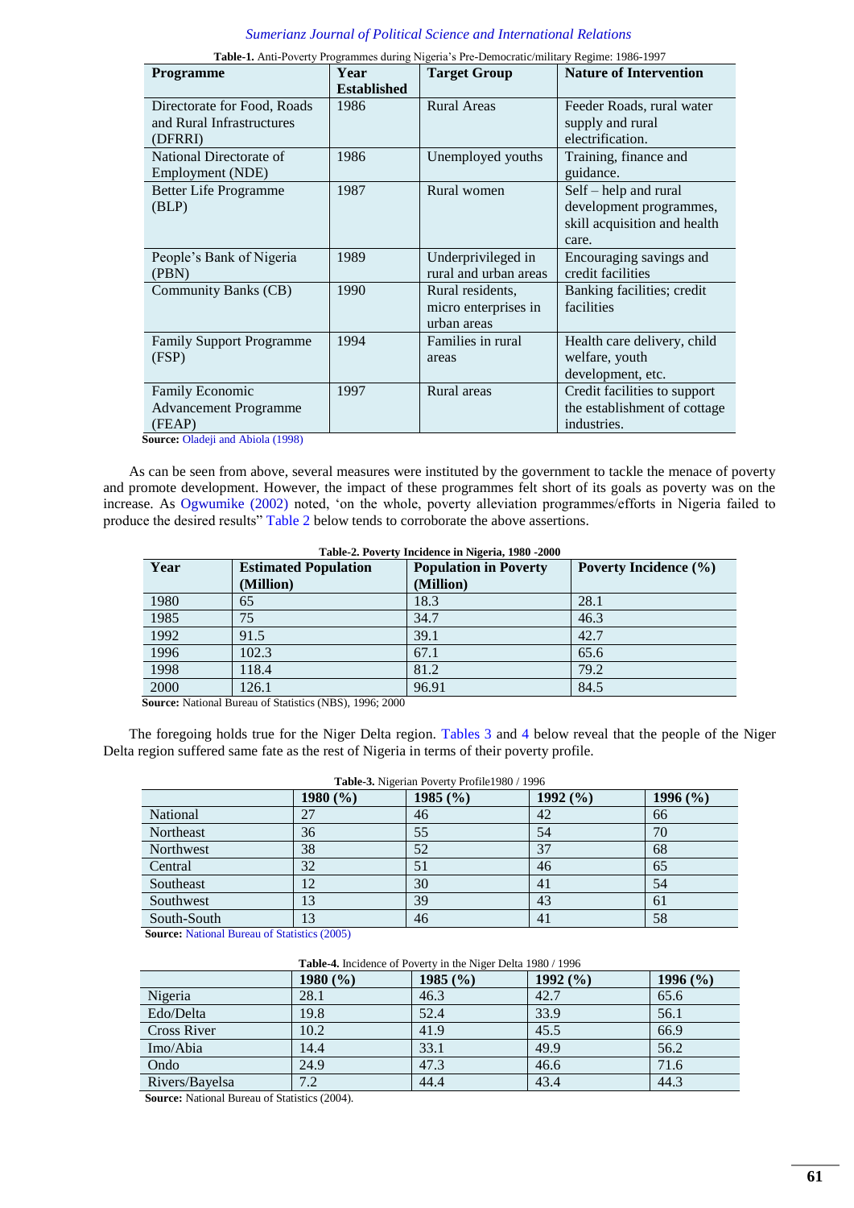**Table-1.** Anti-Poverty Programmes during Nigeria's Pre-Democratic/military Regime: 1986-1997

| Programme | Year Established | Target Group | Nature of Intervention |
|---|---|---|---|
| Directorate for Food, Roads and Rural Infrastructures (DFRRI) | 1986 | Rural Areas | Feeder Roads, rural water supply and rural electrification. |
| National Directorate of Employment (NDE) | 1986 | Unemployed youths | Training, finance and guidance. |
| Better Life Programme (BLP) | 1987 | Rural women | Self – help and rural development programmes, skill acquisition and health care. |
| People's Bank of Nigeria (PBN) | 1989 | Underprivileged in rural and urban areas | Encouraging savings and credit facilities |
| Community Banks (CB) | 1990 | Rural residents, micro enterprises in urban areas | Banking facilities; credit facilities |
| Family Support Programme (FSP) | 1994 | Families in rural areas | Health care delivery, child welfare, youth development, etc. |
| Family Economic Advancement Programme (FEAP) | 1997 | Rural areas | Credit facilities to support the establishment of cottage industries. |

**Source:** Oladeji and Abiola (1998)

As can be seen from above, several measures were instituted by the government to tackle the menace of poverty and promote development. However, the impact of these programmes felt short of its goals as poverty was on the increase. As Ogwumike (2002) noted, 'on the whole, poverty alleviation programmes/efforts in Nigeria failed to produce the desired results" Table 2 below tends to corroborate the above assertions.

**Table-2. Poverty Incidence in Nigeria, 1980 -2000**

| Year | Estimated Population (Million) | Population in Poverty (Million) | Poverty Incidence (%) |
|---|---|---|---|
| 1980 | 65 | 18.3 | 28.1 |
| 1985 | 75 | 34.7 | 46.3 |
| 1992 | 91.5 | 39.1 | 42.7 |
| 1996 | 102.3 | 67.1 | 65.6 |
| 1998 | 118.4 | 81.2 | 79.2 |
| 2000 | 126.1 | 96.91 | 84.5 |

**Source:** National Bureau of Statistics (NBS), 1996; 2000

The foregoing holds true for the Niger Delta region. Tables 3 and 4 below reveal that the people of the Niger Delta region suffered same fate as the rest of Nigeria in terms of their poverty profile.

**Table-3.** Nigerian Poverty Profile1980 / 1996

| | 1980 (%) | 1985 (%) | 1992 (%) | 1996 (%) |
|---|---|---|---|---|
| National | 27 | 46 | 42 | 66 |
| Northeast | 36 | 55 | 54 | 70 |
| Northwest | 38 | 52 | 37 | 68 |
| Central | 32 | 51 | 46 | 65 |
| Southeast | 12 | 30 | 41 | 54 |
| Southwest | 13 | 39 | 43 | 61 |
| South-South | 13 | 46 | 41 | 58 |

**Source:** National Bureau of Statistics (2005)

**Table-4.** Incidence of Poverty in the Niger Delta 1980 / 1996

| | 1980 (%) | 1985 (%) | 1992 (%) | 1996 (%) |
|---|---|---|---|---|
| Nigeria | 28.1 | 46.3 | 42.7 | 65.6 |
| Edo/Delta | 19.8 | 52.4 | 33.9 | 56.1 |
| Cross River | 10.2 | 41.9 | 45.5 | 66.9 |
| Imo/Abia | 14.4 | 33.1 | 49.9 | 56.2 |
| Ondo | 24.9 | 47.3 | 46.6 | 71.6 |
| Rivers/Bayelsa | 7.2 | 44.4 | 43.4 | 44.3 |

**Source:** National Bureau of Statistics (2004).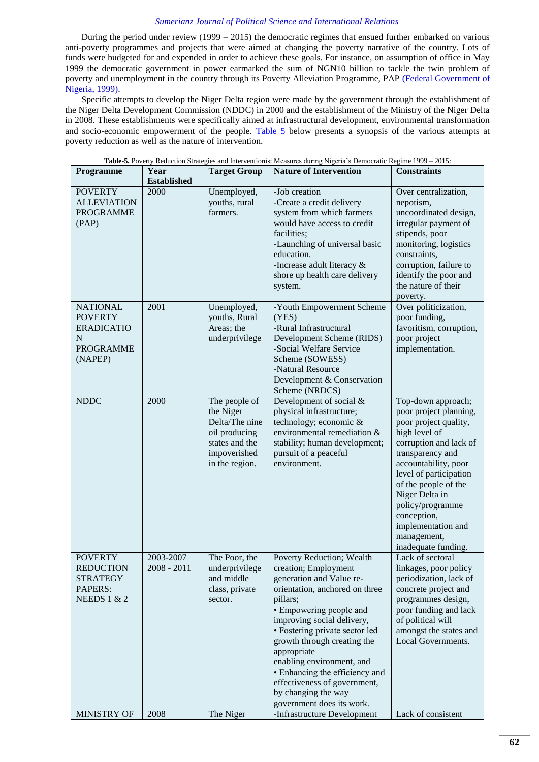During the period under review (1999 – 2015) the democratic regimes that ensued further embarked on various anti-poverty programmes and projects that were aimed at changing the poverty narrative of the country. Lots of funds were budgeted for and expended in order to achieve these goals. For instance, on assumption of office in May 1999 the democratic government in power earmarked the sum of NGN10 billion to tackle the twin problem of poverty and unemployment in the country through its Poverty Alleviation Programme, PAP (Federal Government of Nigeria, 1999).

Specific attempts to develop the Niger Delta region were made by the government through the establishment of the Niger Delta Development Commission (NDDC) in 2000 and the establishment of the Ministry of the Niger Delta in 2008. These establishments were specifically aimed at infrastructural development, environmental transformation and socio-economic empowerment of the people. Table 5 below presents a synopsis of the various attempts at poverty reduction as well as the nature of intervention.

**Table-5.** Poverty Reduction Strategies and Interventionist Measures during Nigeria's Democratic Regime 1999 – 2015:

| Programme | Year Established | Target Group | Nature of Intervention | Constraints |
|---|---|---|---|---|
| POVERTY ALLEVIATION PROGRAMME (PAP) | 2000 | Unemployed, youths, rural farmers. | -Job creation<br>-Create a credit delivery system from which farmers would have access to credit facilities;<br>-Launching of universal basic education.<br>-Increase adult literacy & shore up health care delivery system. | Over centralization, nepotism, uncoordinated design, irregular payment of stipends, poor monitoring, logistics constraints, corruption, failure to identify the poor and the nature of their poverty. |
| NATIONAL POVERTY ERADICATIO N PROGRAMME (NAPEP) | 2001 | Unemployed, youths, Rural Areas; the underprivilege | -Youth Empowerment Scheme (YES)<br>-Rural Infrastructural Development Scheme (RIDS)<br>-Social Welfare Service Scheme (SOWESS)<br>-Natural Resource Development & Conservation Scheme (NRDCS) | Over politicization, poor funding, favoritism, corruption, poor project implementation. |
| NDDC | 2000 | The people of the Niger Delta/The nine oil producing states and the impoverished in the region. | Development of social & physical infrastructure; technology; economic & environmental remediation & stability; human development; pursuit of a peaceful environment. | Top-down approach; poor project planning, poor project quality, high level of corruption and lack of transparency and accountability, poor level of participation of the people of the Niger Delta in policy/programme conception, implementation and management, inadequate funding. |
| POVERTY REDUCTION STRATEGY PAPERS: NEEDS 1 & 2 | 2003-2007<br>2008 - 2011 | The Poor, the underprivilege and middle class, private sector. | Poverty Reduction; Wealth creation; Employment generation and Value re-orientation, anchored on three pillars;<br>• Empowering people and improving social delivery,<br>• Fostering private sector led growth through creating the appropriate enabling environment, and<br>• Enhancing the efficiency and effectiveness of government, by changing the way government does its work. | Lack of sectoral linkages, poor policy periodization, lack of concrete project and programmes design, poor funding and lack of political will amongst the states and Local Governments. |
| MINISTRY OF | 2008 | The Niger | -Infrastructure Development | Lack of consistent |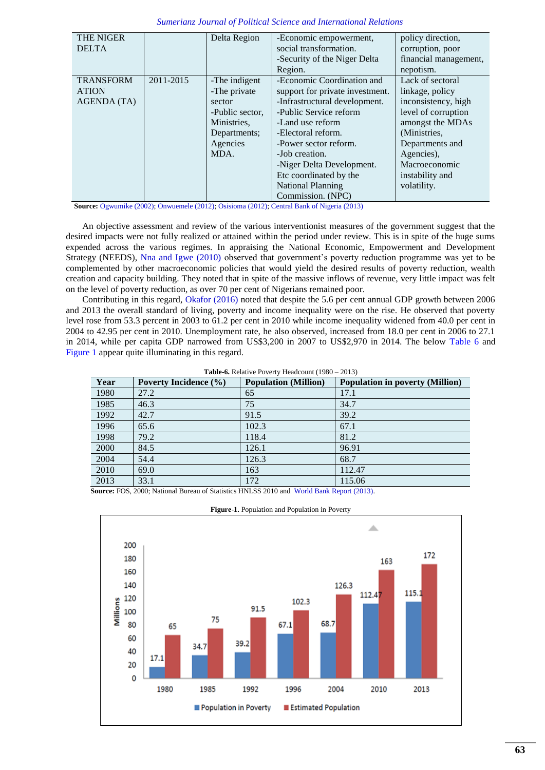| THE NIGER DELTA | | Delta Region | -Economic empowerment, social transformation. -Security of the Niger Delta Region. | policy direction, corruption, poor financial management, nepotism. |
|---|---|---|---|---|
| TRANSFORMATION AGENDA (TA) | 2011-2015 | -The indigent -The private sector -Public sector, Ministries, Departments; Agencies MDA. | -Economic Coordination and support for private investment. -Infrastructural development. -Public Service reform -Land use reform -Electoral reform. -Power sector reform. -Job creation. -Niger Delta Development. Etc coordinated by the National Planning Commission. (NPC) | Lack of sectoral linkage, policy inconsistency, high level of corruption amongst the MDAs (Ministries, Departments and Agencies), Macroeconomic instability and volatility. |

**Source:** Ogwumike (2002); Onwuemele (2012); Osisioma (2012); Central Bank of Nigeria (2013)

An objective assessment and review of the various interventionist measures of the government suggest that the desired impacts were not fully realized or attained within the period under review. This is in spite of the huge sums expended across the various regimes. In appraising the National Economic, Empowerment and Development Strategy (NEEDS), Nna and Igwe (2010) observed that government's poverty reduction programme was yet to be complemented by other macroeconomic policies that would yield the desired results of poverty reduction, wealth creation and capacity building. They noted that in spite of the massive inflows of revenue, very little impact was felt on the level of poverty reduction, as over 70 per cent of Nigerians remained poor.

Contributing in this regard, Okafor (2016) noted that despite the 5.6 per cent annual GDP growth between 2006 and 2013 the overall standard of living, poverty and income inequality were on the rise. He observed that poverty level rose from 53.3 percent in 2003 to 61.2 per cent in 2010 while income inequality widened from 40.0 per cent in 2004 to 42.95 per cent in 2010. Unemployment rate, he also observed, increased from 18.0 per cent in 2006 to 27.1 in 2014, while per capita GDP narrowed from US$3,200 in 2007 to US$2,970 in 2014. The below Table 6 and Figure 1 appear quite illuminating in this regard.

**Table-6.** Relative Poverty Headcount (1980 – 2013)

| Year | Poverty Incidence (%) | Population (Million) | Population in poverty (Million) |
|---|---|---|---|
| 1980 | 27.2 | 65 | 17.1 |
| 1985 | 46.3 | 75 | 34.7 |
| 1992 | 42.7 | 91.5 | 39.2 |
| 1996 | 65.6 | 102.3 | 67.1 |
| 1998 | 79.2 | 118.4 | 81.2 |
| 2000 | 84.5 | 126.1 | 96.91 |
| 2004 | 54.4 | 126.3 | 68.7 |
| 2010 | 69.0 | 163 | 112.47 |
| 2013 | 33.1 | 172 | 115.06 |

**Source:** FOS, 2000; National Bureau of Statistics HNLSS 2010 and World Bank Report (2013).

**Figure-1.** Population and Population in Poverty

| Year | Population in Poverty | Estimated Population |
|---|---|---|
| 1980 | 17.1 | 65 |
| 1985 | 34.7 | 75 |
| 1992 | 39.2 | 91.5 |
| 1996 | 67.1 | 102.3 |
| 2004 | 68.7 | 126.3 |
| 2010 | 112.47 | 163 |
| 2013 | 115.1 | 172 |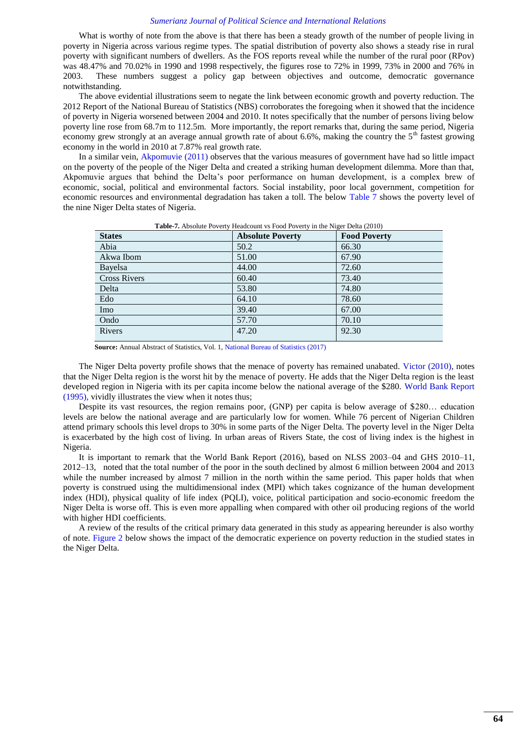What is worthy of note from the above is that there has been a steady growth of the number of people living in poverty in Nigeria across various regime types. The spatial distribution of poverty also shows a steady rise in rural poverty with significant numbers of dwellers. As the FOS reports reveal while the number of the rural poor (RPov) was 48.47% and 70.02% in 1990 and 1998 respectively, the figures rose to 72% in 1999, 73% in 2000 and 76% in 2003. These numbers suggest a policy gap between objectives and outcome, democratic governance notwithstanding.

The above evidential illustrations seem to negate the link between economic growth and poverty reduction. The 2012 Report of the National Bureau of Statistics (NBS) corroborates the foregoing when it showed that the incidence of poverty in Nigeria worsened between 2004 and 2010. It notes specifically that the number of persons living below poverty line rose from 68.7m to 112.5m. More importantly, the report remarks that, during the same period, Nigeria economy grew strongly at an average annual growth rate of about 6.6%, making the country the 5th fastest growing economy in the world in 2010 at 7.87% real growth rate.

In a similar vein, Akpomuvie (2011) observes that the various measures of government have had so little impact on the poverty of the people of the Niger Delta and created a striking human development dilemma. More than that, Akpomuvie argues that behind the Delta's poor performance on human development, is a complex brew of economic, social, political and environmental factors. Social instability, poor local government, competition for economic resources and environmental degradation has taken a toll. The below Table 7 shows the poverty level of the nine Niger Delta states of Nigeria.

**Table-7.** Absolute Poverty Headcount vs Food Poverty in the Niger Delta (2010)

| States | Absolute Poverty | Food Poverty |
|---|---|---|
| Abia | 50.2 | 66.30 |
| Akwa Ibom | 51.00 | 67.90 |
| Bayelsa | 44.00 | 72.60 |
| Cross Rivers | 60.40 | 73.40 |
| Delta | 53.80 | 74.80 |
| Edo | 64.10 | 78.60 |
| Imo | 39.40 | 67.00 |
| Ondo | 57.70 | 70.10 |
| Rivers | 47.20 | 92.30 |

**Source:** Annual Abstract of Statistics, Vol. 1, National Bureau of Statistics (2017)

The Niger Delta poverty profile shows that the menace of poverty has remained unabated. Victor (2010), notes that the Niger Delta region is the worst hit by the menace of poverty. He adds that the Niger Delta region is the least developed region in Nigeria with its per capita income below the national average of the $280. World Bank Report (1995), vividly illustrates the view when it notes thus;

Despite its vast resources, the region remains poor, (GNP) per capita is below average of $280… education levels are below the national average and are particularly low for women. While 76 percent of Nigerian Children attend primary schools this level drops to 30% in some parts of the Niger Delta. The poverty level in the Niger Delta is exacerbated by the high cost of living. In urban areas of Rivers State, the cost of living index is the highest in Nigeria.

It is important to remark that the World Bank Report (2016), based on NLSS 2003–04 and GHS 2010–11, 2012–13, noted that the total number of the poor in the south declined by almost 6 million between 2004 and 2013 while the number increased by almost 7 million in the north within the same period. This paper holds that when poverty is construed using the multidimensional index (MPI) which takes cognizance of the human development index (HDI), physical quality of life index (PQLI), voice, political participation and socio-economic freedom the Niger Delta is worse off. This is even more appalling when compared with other oil producing regions of the world with higher HDI coefficients.

A review of the results of the critical primary data generated in this study as appearing hereunder is also worthy of note. Figure 2 below shows the impact of the democratic experience on poverty reduction in the studied states in the Niger Delta.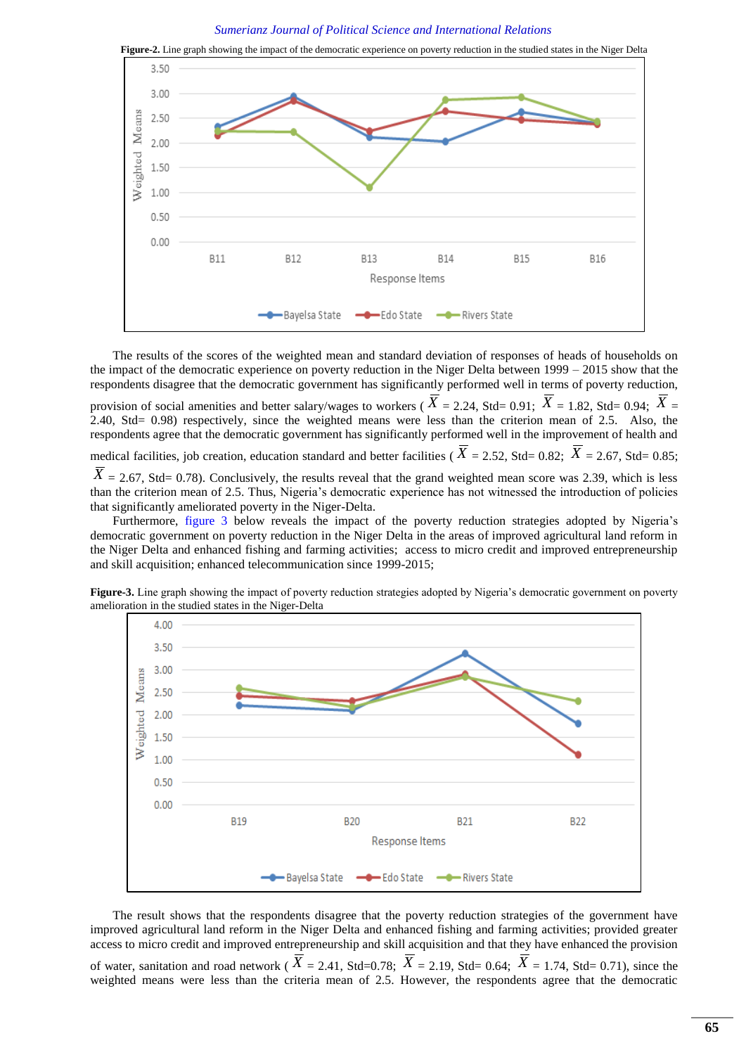**Figure-2.** Line graph showing the impact of the democratic experience on poverty reduction in the studied states in the Niger Delta

The results of the scores of the weighted mean and standard deviation of responses of heads of households on the impact of the democratic experience on poverty reduction in the Niger Delta between 1999 – 2015 show that the respondents disagree that the democratic government has significantly performed well in terms of poverty reduction, provision of social amenities and better salary/wages to workers ( $\bar{X}$ = 2.24, Std= 0.91; $\bar{X}$ = 1.82, Std= 0.94; $\bar{X}$ = 2.40, Std= 0.98) respectively, since the weighted means were less than the criterion mean of 2.5. Also, the respondents agree that the democratic government has significantly performed well in the improvement of health and medical facilities, job creation, education standard and better facilities ( $\bar{X}$ = 2.52, Std= 0.82; $\bar{X}$ = 2.67, Std= 0.85; $\bar{X}$ = 2.67, Std= 0.78). Conclusively, the results reveal that the grand weighted mean score was 2.39, which is less than the criterion mean of 2.5. Thus, Nigeria's democratic experience has not witnessed the introduction of policies that significantly ameliorated poverty in the Niger-Delta.

Furthermore, figure 3 below reveals the impact of the poverty reduction strategies adopted by Nigeria's democratic government on poverty reduction in the Niger Delta in the areas of improved agricultural land reform in the Niger Delta and enhanced fishing and farming activities; access to micro credit and improved entrepreneurship and skill acquisition; enhanced telecommunication since 1999-2015;

**Figure-3.** Line graph showing the impact of poverty reduction strategies adopted by Nigeria's democratic government on poverty amelioration in the studied states in the Niger-Delta

The result shows that the respondents disagree that the poverty reduction strategies of the government have improved agricultural land reform in the Nigeer Delta and enhanced fishing and farming activities; provided greater access to micro credit and improved entrepreneurship and skill acquisition and that they have enhanced the provision of water, sanitation and road network ( $\bar{X}$ = 2.41, Std=0.78; $\bar{X}$ = 2.19, Std= 0.64; $\bar{X}$ = 1.74, Std= 0.71), since the weighted means were less than the criteria mean of 2.5. However, the respondents agree that the democratic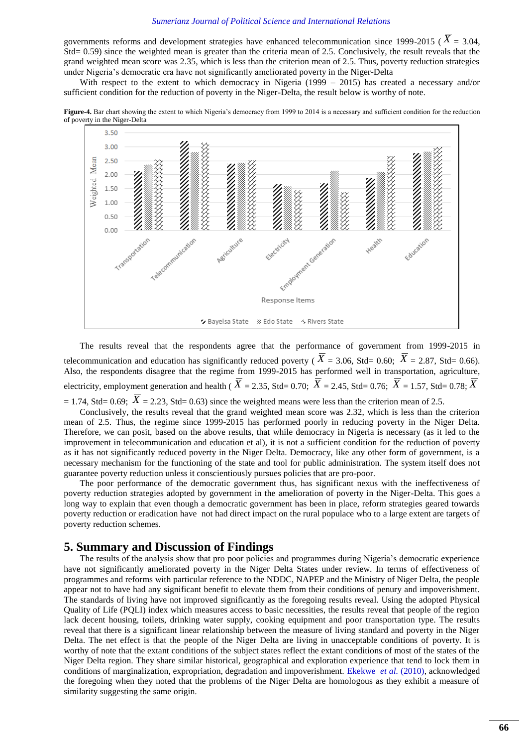governments reforms and development strategies have enhanced telecommunication since 1999-2015 ( $\overline{X}$ = 3.04, Std= 0.59) since the weighted mean is greater than the criteria mean of 2.5. Conclusively, the result reveals that the grand weighted mean score was 2.35, which is less than the criterion mean of 2.5. Thus, poverty reduction strategies under Nigeria's democratic era have not significantly ameliorated poverty in the Niger-Delta

With respect to the extent to which democracy in Nigeria (1999 – 2015) has created a necessary and/or sufficient condition for the reduction of poverty in the Niger-Delta, the result below is worthy of note.

**Figure-4.** Bar chart showing the extent to which Nigeria's democracy from 1999 to 2014 is a necessary and sufficient condition for the reduction of poverty in the Niger-Delta

The results reveal that the respondents agree that the performance of government from 1999-2015 in telecommunication and education has significantly reduced poverty ( $\overline{X}$ = 3.06, Std= 0.60; $\overline{X}$ = 2.87, Std= 0.66). Also, the respondents disagree that the regime from 1999-2015 has performed well in transportation, agriculture, electricity, employment generation and health ( $\overline{X}$ = 2.35, Std= 0.70; $\overline{X}$ = 2.45, Std= 0.76; $\overline{X}$ = 1.57, Std= 0.78; $\overline{X}$ = 1.74, Std= 0.69; $\overline{X}$ = 2.23, Std= 0.63) since the weighted means were less than the criterion mean of 2.5.

Conclusively, the results reveal that the grand weighted mean score was 2.32, which is less than the criterion mean of 2.5. Thus, the regime since 1999-2015 has performed poorly in reducing poverty in the Niger Delta. Therefore, we can posit, based on the above results, that while democracy in Nigeria is necessary (as it led to the improvement in telecommunication and education et al), it is not a sufficient condition for the reduction of poverty as it has not significantly reduced poverty in the Niger Delta. Democracy, like any other form of government, is a necessary mechanism for the functioning of the state and tool for public administration. The system itself does not guarantee poverty reduction unless it conscientiously pursues policies that are pro-poor.

The poor performance of the democratic government thus, has significant nexus with the ineffectiveness of poverty reduction strategies adopted by government in the amelioration of poverty in the Niger-Delta. This goes a long way to explain that even though a democratic government has been in place, reform strategies geared towards poverty reduction or eradication have not had direct impact on the rural populace who to a large extent are targets of poverty reduction schemes.

## 5. Summary and Discussion of Findings

The results of the analysis show that pro poor policies and programmes during Nigeria's democratic experience have not significantly ameliorated poverty in the Niger Delta States under review. In terms of effectiveness of programmes and reforms with particular reference to the NDDC, NAPEP and the Ministry of Niger Delta, the people appear not to have had any significant benefit to elevate them from their conditions of penury and impoverishment. The standards of living have not improved significantly as the foregoing results reveal. Using the adopted Physical Quality of Life (PQLI) index which measures access to basic necessities, the results reveal that people of the region lack decent housing, toilets, drinking water supply, cooking equipment and poor transportation type. The results reveal that there is a significant linear relationship between the measure of living standard and poverty in the Niger Delta. The net effect is that the people of the Niger Delta are living in unacceptable conditions of poverty. It is worthy of note that the extant conditions of the subject states reflect the extant conditions of most of the states of the Niger Delta region. They share similar historical, geographical and exploration experience that tend to lock them in conditions of marginalization, expropriation, degradation and impoverishment. Ekekwe *et al.* (2010), acknowledged the foregoing when they noted that the problems of the Niger Delta are homologous as they exhibit a measure of similarity suggesting the same origin.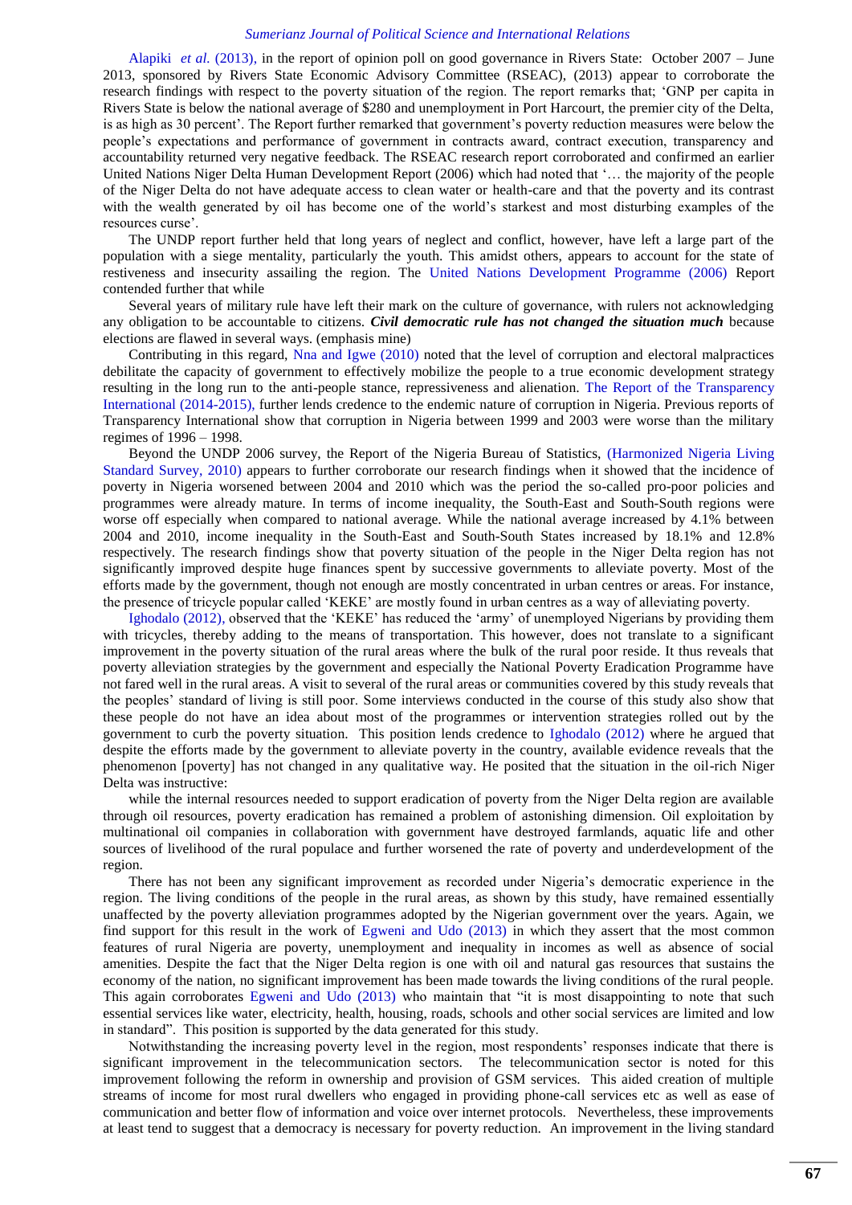Alapiki *et al.* (2013), in the report of opinion poll on good governance in Rivers State: October 2007 – June 2013, sponsored by Rivers State Economic Advisory Committee (RSEAC), (2013) appear to corroborate the research findings with respect to the poverty situation of the region. The report remarks that; 'GNP per capita in Rivers State is below the national average of $280 and unemployment in Port Harcourt, the premier city of the Delta, is as high as 30 percent'. The Report further remarked that government's poverty reduction measures were below the people's expectations and performance of government in contracts award, contract execution, transparency and accountability returned very negative feedback. The RSEAC research report corroborated and confirmed an earlier United Nations Niger Delta Human Development Report (2006) which had noted that '… the majority of the people of the Niger Delta do not have adequate access to clean water or health-care and that the poverty and its contrast with the wealth generated by oil has become one of the world's starkest and most disturbing examples of the resources curse'.

The UNDP report further held that long years of neglect and conflict, however, have left a large part of the population with a siege mentality, particularly the youth. This amidst others, appears to account for the state of restiveness and insecurity assailing the region. The United Nations Development Programme (2006) Report contended further that while

Several years of military rule have left their mark on the culture of governance, with rulers not acknowledging any obligation to be accountable to citizens. ***Civil democratic rule has not changed the situation much*** because elections are flawed in several ways. (emphasis mine)

Contributing in this regard, Nna and Igwe (2010) noted that the level of corruption and electoral malpractices debilitate the capacity of government to effectively mobilize the people to a true economic development strategy resulting in the long run to the anti-people stance, repressiveness and alienation. The Report of the Transparency International (2014-2015), further lends credence to the endemic nature of corruption in Nigeria. Previous reports of Transparency International show that corruption in Nigeria between 1999 and 2003 were worse than the military regimes of 1996 – 1998.

Beyond the UNDP 2006 survey, the Report of the Nigeria Bureau of Statistics, (Harmonized Nigeria Living Standard Survey, 2010) appears to further corroborate our research findings when it showed that the incidence of poverty in Nigeria worsened between 2004 and 2010 which was the period the so-called pro-poor policies and programmes were already mature. In terms of income inequality, the South-East and South-South regions were worse off especially when compared to national average. While the national average increased by 4.1% between 2004 and 2010, income inequality in the South-East and South-South States increased by 18.1% and 12.8% respectively. The research findings show that poverty situation of the people in the Niger Delta region has not significantly improved despite huge finances spent by successive governments to alleviate poverty. Most of the efforts made by the government, though not enough are mostly concentrated in urban centres or areas. For instance, the presence of tricycle popular called 'KEKE' are mostly found in urban centres as a way of alleviating poverty.

Ighodalo (2012), observed that the 'KEKE' has reduced the 'army' of unemployed Nigerians by providing them with tricycles, thereby adding to the means of transportation. This however, does not translate to a significant improvement in the poverty situation of the rural areas where the bulk of the rural poor reside. It thus reveals that poverty alleviation strategies by the government and especially the National Poverty Eradication Programme have not fared well in the rural areas. A visit to several of the rural areas or communities covered by this study reveals that the peoples' standard of living is still poor. Some interviews conducted in the course of this study also show that these people do not have an idea about most of the programmes or intervention strategies rolled out by the government to curb the poverty situation. This position lends credence to Ighodalo (2012) where he argued that despite the efforts made by the government to alleviate poverty in the country, available evidence reveals that the phenomenon [poverty] has not changed in any qualitative way. He posited that the situation in the oil-rich Niger Delta was instructive:

while the internal resources needed to support eradication of poverty from the Niger Delta region are available through oil resources, poverty eradication has remained a problem of astonishing dimension. Oil exploitation by multinational oil companies in collaboration with government have destroyed farmlands, aquatic life and other sources of livelihood of the rural populace and further worsened the rate of poverty and underdevelopment of the region.

There has not been any significant improvement as recorded under Nigeria's democratic experience in the region. The living conditions of the people in the rural areas, as shown by this study, have remained essentially unaffected by the poverty alleviation programmes adopted by the Nigerian government over the years. Again, we find support for this result in the work of Egweni and Udo (2013) in which they assert that the most common features of rural Nigeria are poverty, unemployment and inequality in incomes as well as absence of social amenities. Despite the fact that the Niger Delta region is one with oil and natural gas resources that sustains the economy of the nation, no significant improvement has been made towards the living conditions of the rural people. This again corroborates Egweni and Udo (2013) who maintain that "it is most disappointing to note that such essential services like water, electricity, health, housing, roads, schools and other social services are limited and low in standard". This position is supported by the data generated for this study.

Notwithstanding the increasing poverty level in the region, most respondents' responses indicate that there is significant improvement in the telecommunication sectors. The telecommunication sector is noted for this improvement following the reform in ownership and provision of GSM services. This aided creation of multiple streams of income for most rural dwellers who engaged in providing phone-call services etc as well as ease of communication and better flow of information and voice over internet protocols. Nevertheless, these improvements at least tend to suggest that a democracy is necessary for poverty reduction. An improvement in the living standard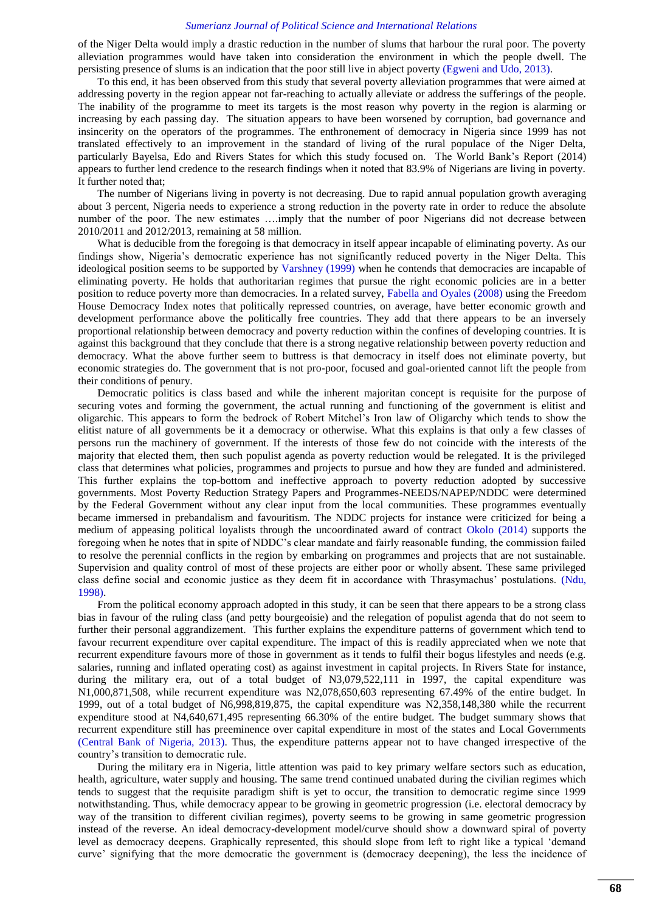of the Niger Delta would imply a drastic reduction in the number of slums that harbour the rural poor. The poverty alleviation programmes would have taken into consideration the environment in which the people dwell. The persisting presence of slums is an indication that the poor still live in abject poverty (Egweni and Udo, 2013).

To this end, it has been observed from this study that several poverty alleviation programmes that were aimed at addressing poverty in the region appear not far-reaching to actually alleviate or address the sufferings of the people. The inability of the programme to meet its targets is the most reason why poverty in the region is alarming or increasing by each passing day. The situation appears to have been worsened by corruption, bad governance and insincerity on the operators of the programmes. The enthronement of democracy in Nigeria since 1999 has not translated effectively to an improvement in the standard of living of the rural populace of the Niger Delta, particularly Bayelsa, Edo and Rivers States for which this study focused on. The World Bank's Report (2014) appears to further lend credence to the research findings when it noted that 83.9% of Nigerians are living in poverty. It further noted that;

The number of Nigerians living in poverty is not decreasing. Due to rapid annual population growth averaging about 3 percent, Nigeria needs to experience a strong reduction in the poverty rate in order to reduce the absolute number of the poor. The new estimates ….imply that the number of poor Nigerians did not decrease between 2010/2011 and 2012/2013, remaining at 58 million.

What is deducible from the foregoing is that democracy in itself appear incapable of eliminating poverty. As our findings show, Nigeria's democratic experience has not significantly reduced poverty in the Niger Delta. This ideological position seems to be supported by Varshney (1999) when he contends that democracies are incapable of eliminating poverty. He holds that authoritarian regimes that pursue the right economic policies are in a better position to reduce poverty more than democracies. In a related survey, Fabella and Oyales (2008) using the Freedom House Democracy Index notes that politically repressed countries, on average, have better economic growth and development performance above the politically free countries. They add that there appears to be an inversely proportional relationship between democracy and poverty reduction within the confines of developing countries. It is against this background that they conclude that there is a strong negative relationship between poverty reduction and democracy. What the above further seem to buttress is that democracy in itself does not eliminate poverty, but economic strategies do. The government that is not pro-poor, focused and goal-oriented cannot lift the people from their conditions of penury.

Democratic politics is class based and while the inherent majoritan concept is requisite for the purpose of securing votes and forming the government, the actual running and functioning of the government is elitist and oligarchic. This appears to form the bedrock of Robert Mitchel's Iron law of Oligarchy which tends to show the elitist nature of all governments be it a democracy or otherwise. What this explains is that only a few classes of persons run the machinery of government. If the interests of those few do not coincide with the interests of the majority that elected them, then such populist agenda as poverty reduction would be relegated. It is the privileged class that determines what policies, programmes and projects to pursue and how they are funded and administered. This further explains the top-bottom and ineffective approach to poverty reduction adopted by successive governments. Most Poverty Reduction Strategy Papers and Programmes-NEEDS/NAPEP/NDDC were determined by the Federal Government without any clear input from the local communities. These programmes eventually became immersed in prebandalism and favouritism. The NDDC projects for instance were criticized for being a medium of appeasing political loyalists through the uncoordinated award of contract Okolo (2014) supports the foregoing when he notes that in spite of NDDC's clear mandate and fairly reasonable funding, the commission failed to resolve the perennial conflicts in the region by embarking on programmes and projects that are not sustainable. Supervision and quality control of most of these projects are either poor or wholly absent. These same privileged class define social and economic justice as they deem fit in accordance with Thrasymachus' postulations. (Ndu, 1998).

From the political economy approach adopted in this study, it can be seen that there appears to be a strong class bias in favour of the ruling class (and petty bourgeoisie) and the relegation of populist agenda that do not seem to further their personal aggrandizement. This further explains the expenditure patterns of government which tend to favour recurrent expenditure over capital expenditure. The impact of this is readily appreciated when we note that recurrent expenditure favours more of those in government as it tends to fulfil their bogus lifestyles and needs (e.g. salaries, running and inflated operating cost) as against investment in capital projects. In Rivers State for instance, during the military era, out of a total budget of N3,079,522,111 in 1997, the capital expenditure was N1,000,871,508, while recurrent expenditure was N2,078,650,603 representing 67.49% of the entire budget. In 1999, out of a total budget of N6,998,819,875, the capital expenditure was N2,358,148,380 while the recurrent expenditure stood at N4,640,671,495 representing 66.30% of the entire budget. The budget summary shows that recurrent expenditure still has preeminence over capital expenditure in most of the states and Local Governments (Central Bank of Nigeria, 2013). Thus, the expenditure patterns appear not to have changed irrespective of the country's transition to democratic rule.

During the military era in Nigeria, little attention was paid to key primary welfare sectors such as education, health, agriculture, water supply and housing. The same trend continued unabated during the civilian regimes which tends to suggest that the requisite paradigm shift is yet to occur, the transition to democratic regime since 1999 notwithstanding. Thus, while democracy appear to be growing in geometric progression (i.e. electoral democracy by way of the transition to different civilian regimes), poverty seems to be growing in same geometric progression instead of the reverse. An ideal democracy-development model/curve should show a downward spiral of poverty level as democracy deepens. Graphically represented, this should slope from left to right like a typical 'demand curve' signifying that the more democratic the government is (democracy deepening), the less the incidence of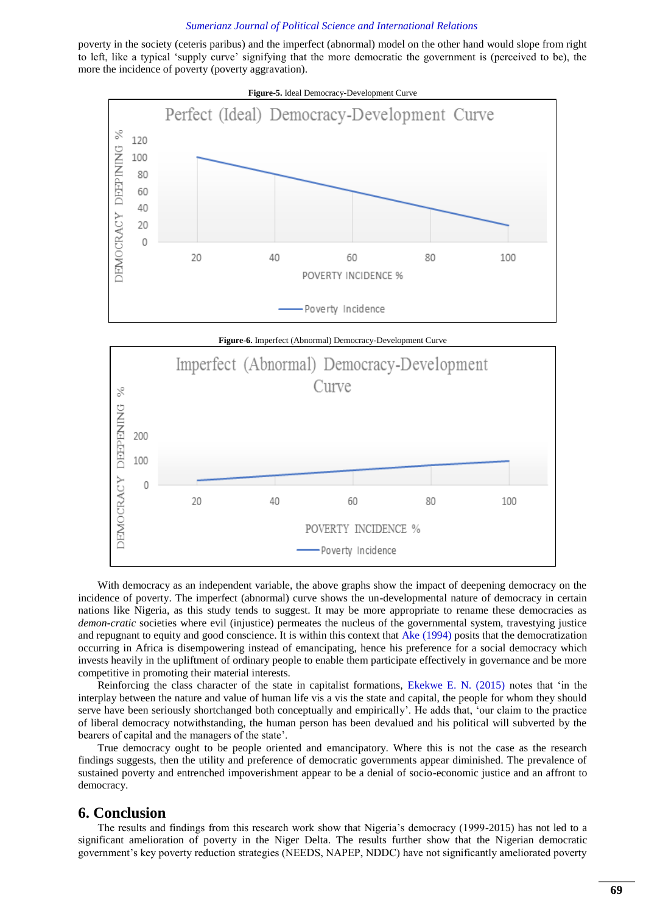poverty in the society (ceteris paribus) and the imperfect (abnormal) model on the other hand would slope from right to left, like a typical 'supply curve' signifying that the more democratic the government is (perceived to be), the more the incidence of poverty (poverty aggravation).

**Figure-5.** Ideal Democracy-Development Curve

**Figure-6.** Imperfect (Abnormal) Democracy-Development Curve

With democracy as an independent variable, the above graphs show the impact of deepening democracy on the incidence of poverty. The imperfect (abnormal) curve shows the un-developmental nature of democracy in certain nations like Nigeria, as this study tends to suggest. It may be more appropriate to rename these democracies as *demon-cratic* societies where evil (injustice) permeates the nucleus of the governmental system, travestying justice and repugnant to equity and good conscience. It is within this context that Ake (1994) posits that the democratization occurring in Africa is disempowering instead of emancipating, hence his preference for a social democracy which invests heavily in the upliftment of ordinary people to enable them participate effectively in governance and be more competitive in promoting their material interests.

Reinforcing the class character of the state in capitalist formations, Ekekwe E. N. (2015) notes that 'in the interplay between the nature and value of human life vis a vis the state and capital, the people for whom they should serve have been seriously shortchanged both conceptually and empirically'. He adds that, 'our claim to the practice of liberal democracy notwithstanding, the human person has been devalued and his political will subverted by the bearers of capital and the managers of the state'.

True democracy ought to be people oriented and emancipatory. Where this is not the case as the research findings suggests, then the utility and preference of democratic governments appear diminished. The prevalence of sustained poverty and entrenched impoverishment appear to be a denial of socio-economic justice and an affront to democracy.

## 6. Conclusion

The results and findings from this research work show that Nigeria's democracy (1999-2015) has not led to a significant amelioration of poverty in the Niger Delta. The results further show that the Nigerian democratic government's key poverty reduction strategies (NEEDS, NAPEP, NDDC) have not significantly ameliorated poverty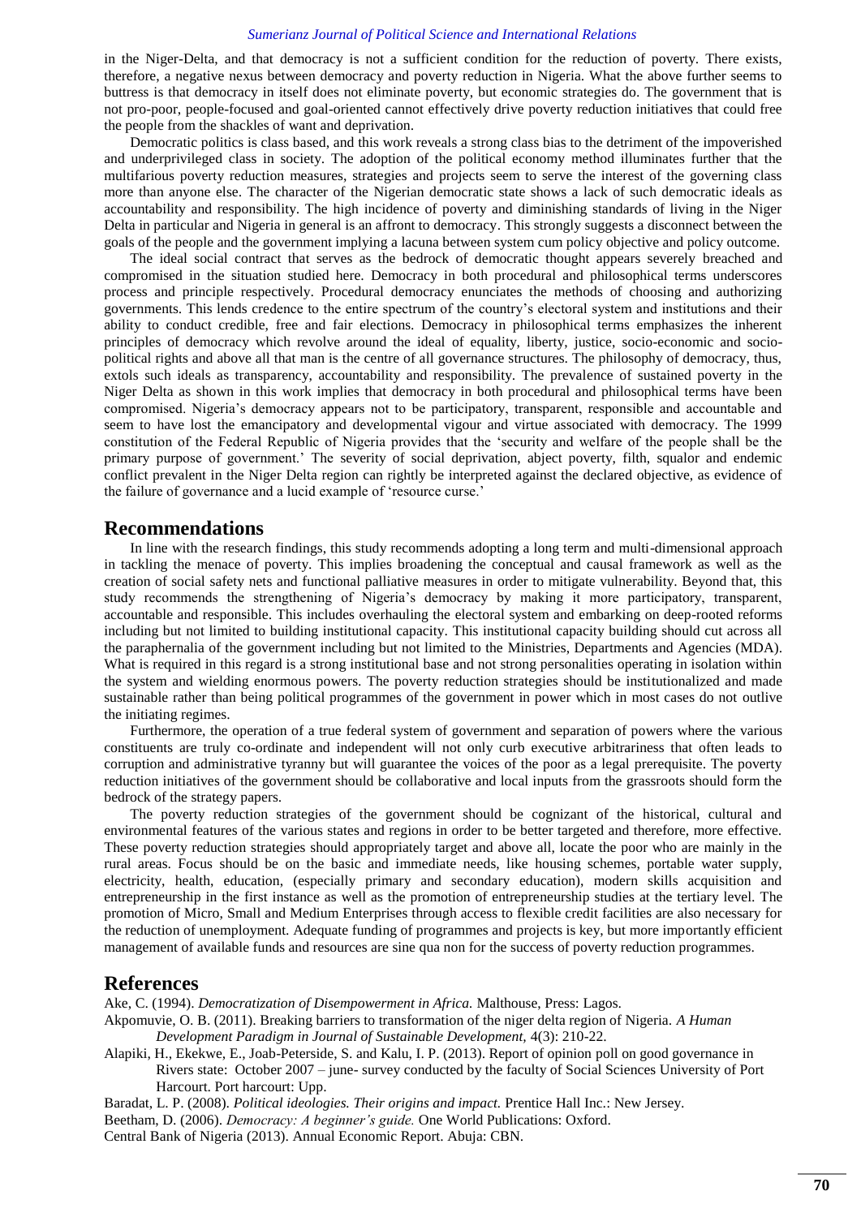in the Niger-Delta, and that democracy is not a sufficient condition for the reduction of poverty. There exists, therefore, a negative nexus between democracy and poverty reduction in Nigeria. What the above further seems to buttress is that democracy in itself does not eliminate poverty, but economic strategies do. The government that is not pro-poor, people-focused and goal-oriented cannot effectively drive poverty reduction initiatives that could free the people from the shackles of want and deprivation.

Democratic politics is class based, and this work reveals a strong class bias to the detriment of the impoverished and underprivileged class in society. The adoption of the political economy method illuminates further that the multifarious poverty reduction measures, strategies and projects seem to serve the interest of the governing class more than anyone else. The character of the Nigerian democratic state shows a lack of such democratic ideals as accountability and responsibility. The high incidence of poverty and diminishing standards of living in the Niger Delta in particular and Nigeria in general is an affront to democracy. This strongly suggests a disconnect between the goals of the people and the government implying a lacuna between system cum policy objective and policy outcome.

The ideal social contract that serves as the bedrock of democratic thought appears severely breached and compromised in the situation studied here. Democracy in both procedural and philosophical terms underscores process and principle respectively. Procedural democracy enunciates the methods of choosing and authorizing governments. This lends credence to the entire spectrum of the country's electoral system and institutions and their ability to conduct credible, free and fair elections. Democracy in philosophical terms emphasizes the inherent principles of democracy which revolve around the ideal of equality, liberty, justice, socio-economic and socio-political rights and above all that man is the centre of all governance structures. The philosophy of democracy, thus, extols such ideals as transparency, accountability and responsibility. The prevalence of sustained poverty in the Niger Delta as shown in this work implies that democracy in both procedural and philosophical terms have been compromised. Nigeria's democracy appears not to be participatory, transparent, responsible and accountable and seem to have lost the emancipatory and developmental vigour and virtue associated with democracy. The 1999 constitution of the Federal Republic of Nigeria provides that the 'security and welfare of the people shall be the primary purpose of government.' The severity of social deprivation, abject poverty, filth, squalor and endemic conflict prevalent in the Niger Delta region can rightly be interpreted against the declared objective, as evidence of the failure of governance and a lucid example of 'resource curse.'

## Recommendations

In line with the research findings, this study recommends adopting a long term and multi-dimensional approach in tackling the menace of poverty. This implies broadening the conceptual and causal framework as well as the creation of social safety nets and functional palliative measures in order to mitigate vulnerability. Beyond that, this study recommends the strengthening of Nigeria's democracy by making it more participatory, transparent, accountable and responsible. This includes overhauling the electoral system and embarking on deep-rooted reforms including but not limited to building institutional capacity. This institutional capacity building should cut across all the paraphernalia of the government including but not limited to the Ministries, Departments and Agencies (MDA). What is required in this regard is a strong institutional base and not strong personalities operating in isolation within the system and wielding enormous powers. The poverty reduction strategies should be institutionalized and made sustainable rather than being political programmes of the government in power which in most cases do not outlive the initiating regimes.

Furthermore, the operation of a true federal system of government and separation of powers where the various constituents are truly co-ordinate and independent will not only curb executive arbitrariness that often leads to corruption and administrative tyranny but will guarantee the voices of the poor as a legal prerequisite. The poverty reduction initiatives of the government should be collaborative and local inputs from the grassroots should form the bedrock of the strategy papers.

The poverty reduction strategies of the government should be cognizant of the historical, cultural and environmental features of the various states and regions in order to be better targeted and therefore, more effective. These poverty reduction strategies should appropriately target and above all, locate the poor who are mainly in the rural areas. Focus should be on the basic and immediate needs, like housing schemes, portable water supply, electricity, health, education, (especially primary and secondary education), modern skills acquisition and entrepreneurship in the first instance as well as the promotion of entrepreneurship studies at the tertiary level. The promotion of Micro, Small and Medium Enterprises through access to flexible credit facilities are also necessary for the reduction of unemployment. Adequate funding of programmes and projects is key, but more importantly efficient management of available funds and resources are sine qua non for the success of poverty reduction programmes.

## References

Ake, C. (1994). *Democratization of Disempowerment in Africa.* Malthouse, Press: Lagos.

Akpomuvie, O. B. (2011). Breaking barriers to transformation of the niger delta region of Nigeria. *A Human Development Paradigm in Journal of Sustainable Development,* 4(3): 210-22.

Alapiki, H., Ekekwe, E., Joab-Peterside, S. and Kalu, I. P. (2013). Report of opinion poll on good governance in Rivers state: October 2007 – june- survey conducted by the faculty of Social Sciences University of Port Harcourt. Port harcourt: Upp.

Baradat, L. P. (2008). *Political ideologies. Their origins and impact.* Prentice Hall Inc.: New Jersey.

Beetham, D. (2006). *Democracy: A beginner's guide.* One World Publications: Oxford.

Central Bank of Nigeria (2013). Annual Economic Report. Abuja: CBN.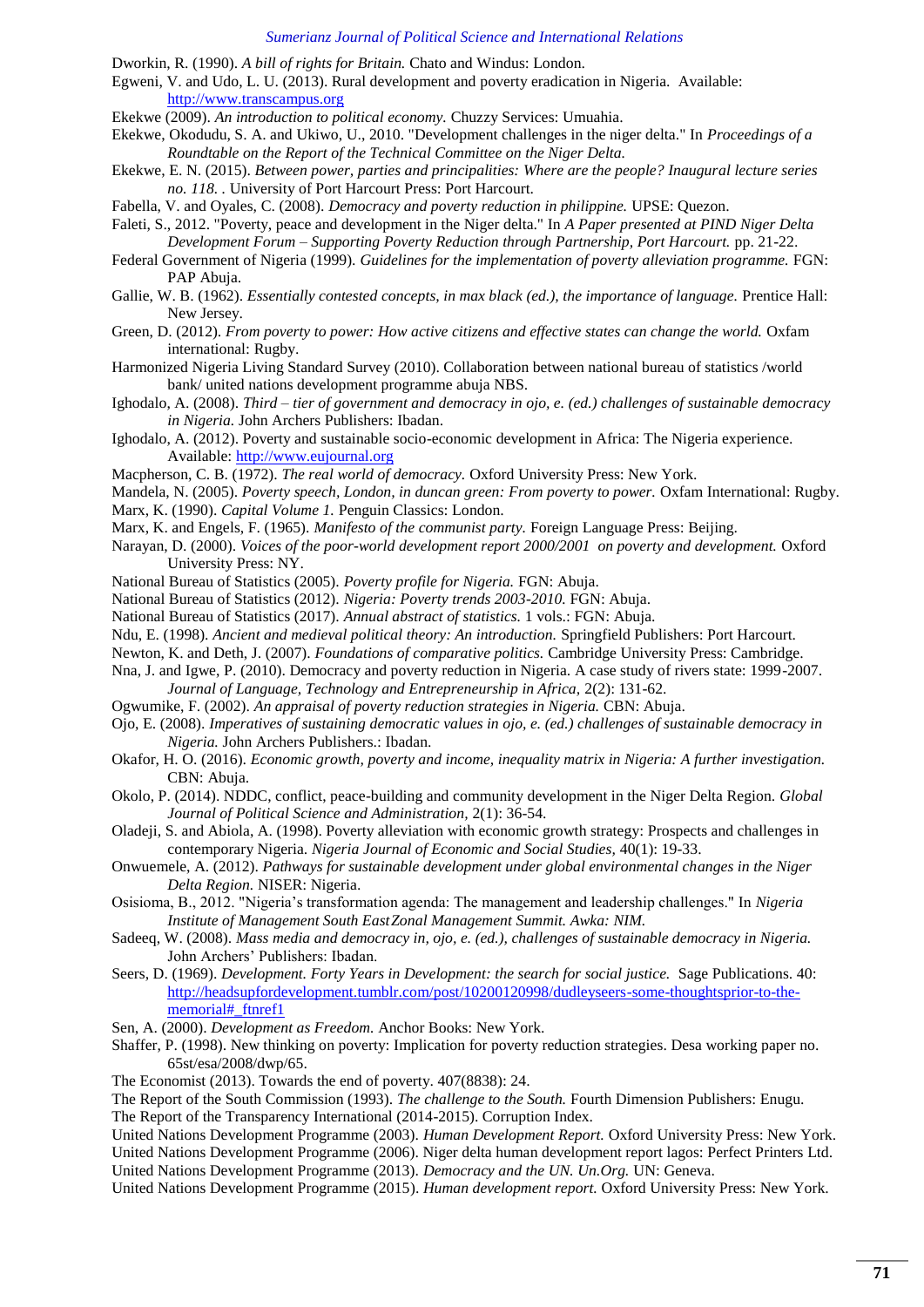Dworkin, R. (1990). *A bill of rights for Britain.* Chato and Windus: London.

Egweni, V. and Udo, L. U. (2013). Rural development and poverty eradication in Nigeria. Available: http://www.transcampus.org

Ekekwe (2009). *An introduction to political economy.* Chuzzy Services: Umuahia.

Ekekwe, Okodudu, S. A. and Ukiwo, U., 2010. "Development challenges in the niger delta." In *Proceedings of a Roundtable on the Report of the Technical Committee on the Niger Delta.*

Ekekwe, E. N. (2015). *Between power, parties and principalities: Where are the people? Inaugural lecture series no. 118.* . University of Port Harcourt Press: Port Harcourt.

Fabella, V. and Oyales, C. (2008). *Democracy and poverty reduction in philippine.* UPSE: Quezon.

Faleti, S., 2012. "Poverty, peace and development in the Niger delta." In *A Paper presented at PIND Niger Delta Development Forum – Supporting Poverty Reduction through Partnership, Port Harcourt.* pp. 21-22.

Federal Government of Nigeria (1999). *Guidelines for the implementation of poverty alleviation programme.* FGN: PAP Abuja.

Gallie, W. B. (1962). *Essentially contested concepts, in max black (ed.), the importance of language.* Prentice Hall: New Jersey.

Green, D. (2012). *From poverty to power: How active citizens and effective states can change the world.* Oxfam international: Rugby.

Harmonized Nigeria Living Standard Survey (2010). Collaboration between national bureau of statistics /world bank/ united nations development programme abuja NBS.

Ighodalo, A. (2008). *Third – tier of government and democracy in ojo, e. (ed.) challenges of sustainable democracy in Nigeria.* John Archers Publishers: Ibadan.

Ighodalo, A. (2012). Poverty and sustainable socio-economic development in Africa: The Nigeria experience. Available: http://www.eujournal.org

Macpherson, C. B. (1972). *The real world of democracy.* Oxford University Press: New York.

Mandela, N. (2005). *Poverty speech, London, in duncan green: From poverty to power.* Oxfam International: Rugby.

Marx, K. (1990). *Capital Volume 1.* Penguin Classics: London.

Marx, K. and Engels, F. (1965). *Manifesto of the communist party.* Foreign Language Press: Beijing.

Narayan, D. (2000). *Voices of the poor-world development report 2000/2001 on poverty and development.* Oxford University Press: NY.

National Bureau of Statistics (2005). *Poverty profile for Nigeria.* FGN: Abuja.

National Bureau of Statistics (2012). *Nigeria: Poverty trends 2003-2010.* FGN: Abuja.

National Bureau of Statistics (2017). *Annual abstract of statistics.* 1 vols.: FGN: Abuja.

Ndu, E. (1998). *Ancient and medieval political theory: An introduction.* Springfield Publishers: Port Harcourt.

Newton, K. and Deth, J. (2007). *Foundations of comparative politics.* Cambridge University Press: Cambridge.

Nna, J. and Igwe, P. (2010). Democracy and poverty reduction in Nigeria. A case study of rivers state: 1999-2007. *Journal of Language, Technology and Entrepreneurship in Africa,* 2(2): 131-62.

Ogwumike, F. (2002). *An appraisal of poverty reduction strategies in Nigeria.* CBN: Abuja.

Ojo, E. (2008). *Imperatives of sustaining democratic values in ojo, e. (ed.) challenges of sustainable democracy in Nigeria.* John Archers Publishers.: Ibadan.

Okafor, H. O. (2016). *Economic growth, poverty and income, inequality matrix in Nigeria: A further investigation.* CBN: Abuja.

Okolo, P. (2014). NDDC, conflict, peace-building and community development in the Niger Delta Region. *Global Journal of Political Science and Administration,* 2(1): 36-54.

Oladeji, S. and Abiola, A. (1998). Poverty alleviation with economic growth strategy: Prospects and challenges in contemporary Nigeria. *Nigeria Journal of Economic and Social Studies,* 40(1): 19-33.

Onwuemele, A. (2012). *Pathways for sustainable development under global environmental changes in the Niger Delta Region.* NISER: Nigeria.

Osisioma, B., 2012. "Nigeria's transformation agenda: The management and leadership challenges." In *Nigeria Institute of Management South EastZonal Management Summit. Awka: NIM.*

Sadeeq, W. (2008). *Mass media and democracy in, ojo, e. (ed.), challenges of sustainable democracy in Nigeria.* John Archers' Publishers: Ibadan.

Seers, D. (1969). *Development. Forty Years in Development: the search for social justice.* Sage Publications. 40: http://headsupfordevelopment.tumblr.com/post/10200120998/dudleyseers-some-thoughtsprior-to-the-memorial#_ftnref1

Sen, A. (2000). *Development as Freedom.* Anchor Books: New York.

Shaffer, P. (1998). New thinking on poverty: Implication for poverty reduction strategies. Desa working paper no. 65st/esa/2008/dwp/65.

The Economist (2013). Towards the end of poverty. 407(8838): 24.

The Report of the South Commission (1993). *The challenge to the South.* Fourth Dimension Publishers: Enugu.

The Report of the Transparency International (2014-2015). Corruption Index.

United Nations Development Programme (2003). *Human Development Report.* Oxford University Press: New York.

United Nations Development Programme (2006). Niger delta human development report lagos: Perfect Printers Ltd.

United Nations Development Programme (2013). *Democracy and the UN. Un.Org.* UN: Geneva.

United Nations Development Programme (2015). *Human development report.* Oxford University Press: New York.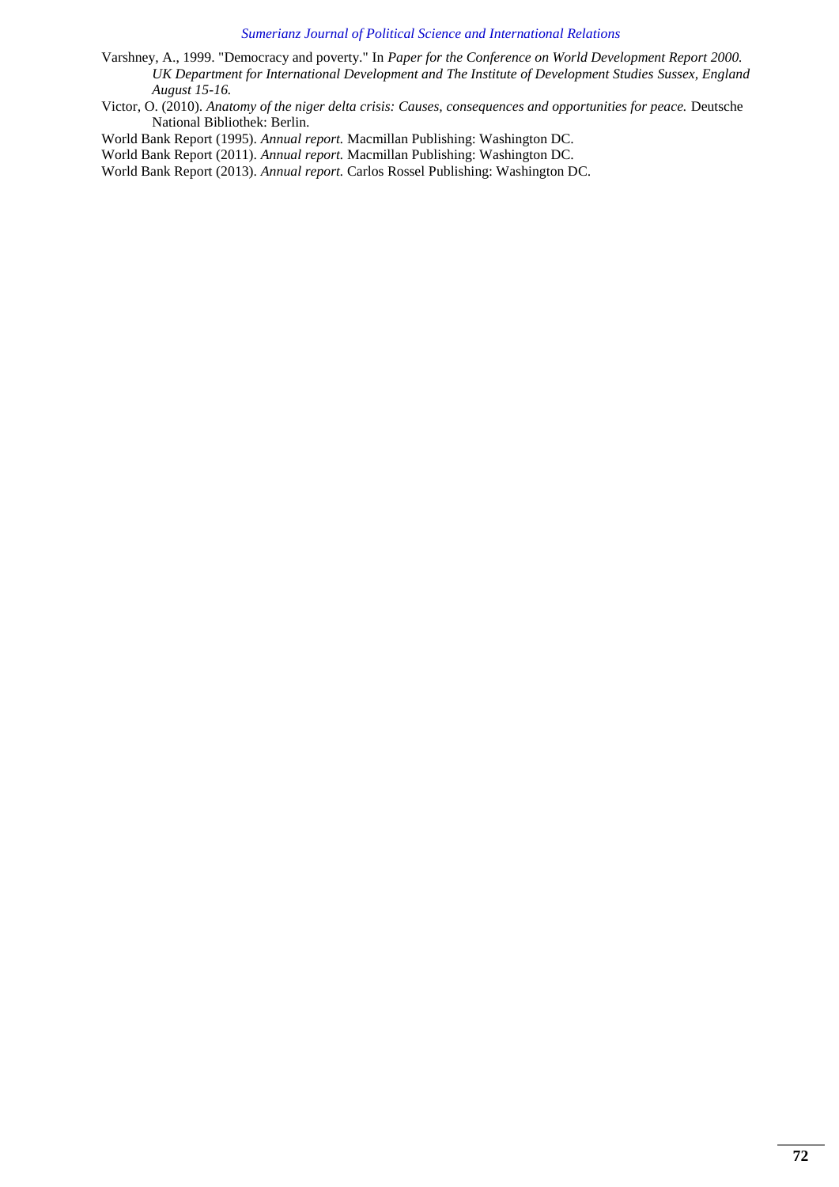Varshney, A., 1999. "Democracy and poverty." In *Paper for the Conference on World Development Report 2000. UK Department for International Development and The Institute of Development Studies Sussex, England August 15-16.*

Victor, O. (2010). *Anatomy of the niger delta crisis: Causes, consequences and opportunities for peace.* Deutsche National Bibliothek: Berlin.

World Bank Report (1995). *Annual report.* Macmillan Publishing: Washington DC.

World Bank Report (2011). *Annual report.* Macmillan Publishing: Washington DC.

World Bank Report (2013). *Annual report.* Carlos Rossel Publishing: Washington DC.